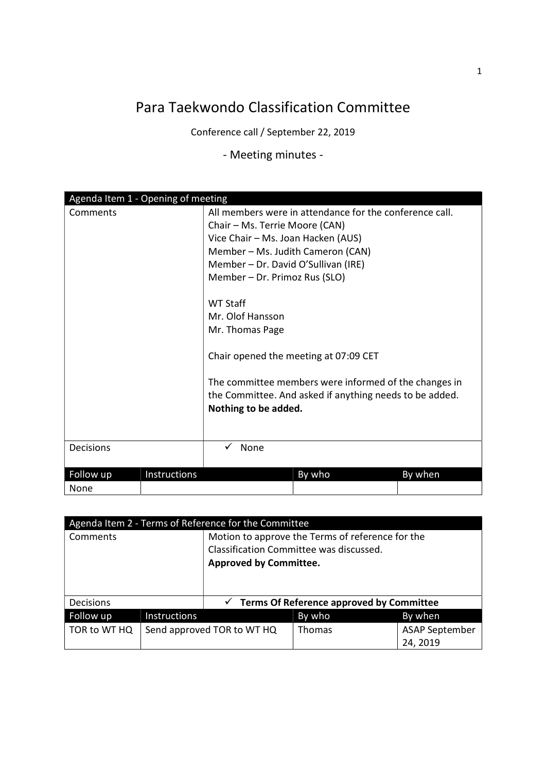# Para Taekwondo Classification Committee

Conference call / September 22, 2019

## - Meeting minutes -

| Agenda Item 1 - Opening of meeting | | | |
|---|---|---|---|
| Comments | All members were in attendance for the conference call.<br>Chair – Ms. Terrie Moore (CAN)<br>Vice Chair – Ms. Joan Hacken (AUS)<br>Member – Ms. Judith Cameron (CAN)<br>Member – Dr. David O'Sullivan (IRE)<br>Member – Dr. Primoz Rus (SLO)<br><br>WT Staff<br>Mr. Olof Hansson<br>Mr. Thomas Page<br><br>Chair opened the meeting at 07:09 CET<br><br>The committee members were informed of the changes in the Committee. And asked if anything needs to be added.<br>**Nothing to be added.** | | |
| Decisions | ✓ None | | |
| **Follow up** | **Instructions** | **By who** | **By when** |
| None | | | |

| Agenda Item 2 - Terms of Reference for the Committee | | | |
|---|---|---|---|
| Comments | Motion to approve the Terms of reference for the Classification Committee was discussed.<br>**Approved by Committee.** | | |
| Decisions | ✓ **Terms Of Reference approved by Committee** | | |
| **Follow up** | **Instructions** | **By who** | **By when** |
| TOR to WT HQ | Send approved TOR to WT HQ | Thomas | ASAP September 24, 2019 |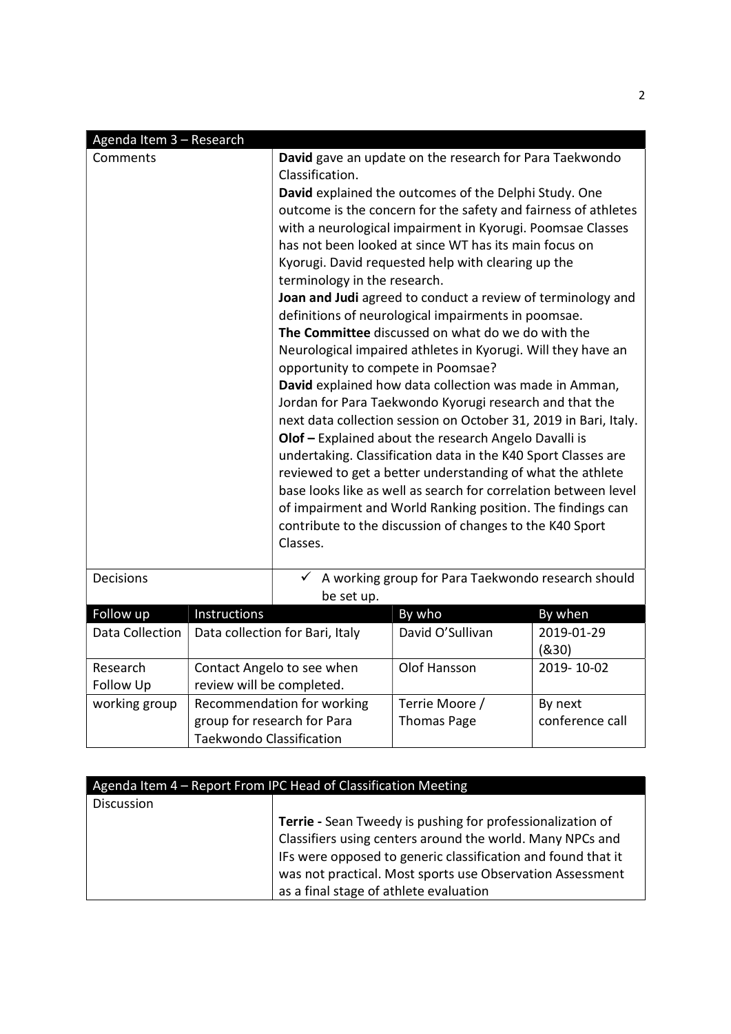| Agenda Item 3 – Research | |
|---|---|
| Comments | **David** gave an update on the research for Para Taekwondo Classification.<br>**David** explained the outcomes of the Delphi Study. One outcome is the concern for the safety and fairness of athletes with a neurological impairment in Kyorugi. Poomsae Classes has not been looked at since WT has its main focus on Kyorugi. David requested help with clearing up the terminology in the research.<br>**Joan and Judi** agreed to conduct a review of terminology and definitions of neurological impairments in poomsae.<br>**The Committee** discussed on what do we do with the Neurological impaired athletes in Kyorugi. Will they have an opportunity to compete in Poomsae?<br>**David** explained how data collection was made in Amman, Jordan for Para Taekwondo Kyorugi research and that the next data collection session on October 31, 2019 in Bari, Italy.<br>**Olof –** Explained about the research Angelo Davalli is undertaking. Classification data in the K40 Sport Classes are reviewed to get a better understanding of what the athlete base looks like as well as search for correlation between level of impairment and World Ranking position. The findings can contribute to the discussion of changes to the K40 Sport Classes. |
| Decisions | ✓ A working group for Para Taekwondo research should be set up. |

| Follow up | Instructions | By who | By when |
|---|---|---|---|
| Data Collection | Data collection for Bari, Italy | David O'Sullivan | 2019-01-29 (&30) |
| Research Follow Up | Contact Angelo to see when review will be completed. | Olof Hansson | 2019- 10-02 |
| working group | Recommendation for working group for research for Para Taekwondo Classification | Terrie Moore / Thomas Page | By next conference call |

| Agenda Item 4 – Report From IPC Head of Classification Meeting | |
|---|---|
| Discussion | **Terrie -** Sean Tweedy is pushing for professionalization of Classifiers using centers around the world. Many NPCs and IFs were opposed to generic classification and found that it was not practical. Most sports use Observation Assessment as a final stage of athlete evaluation |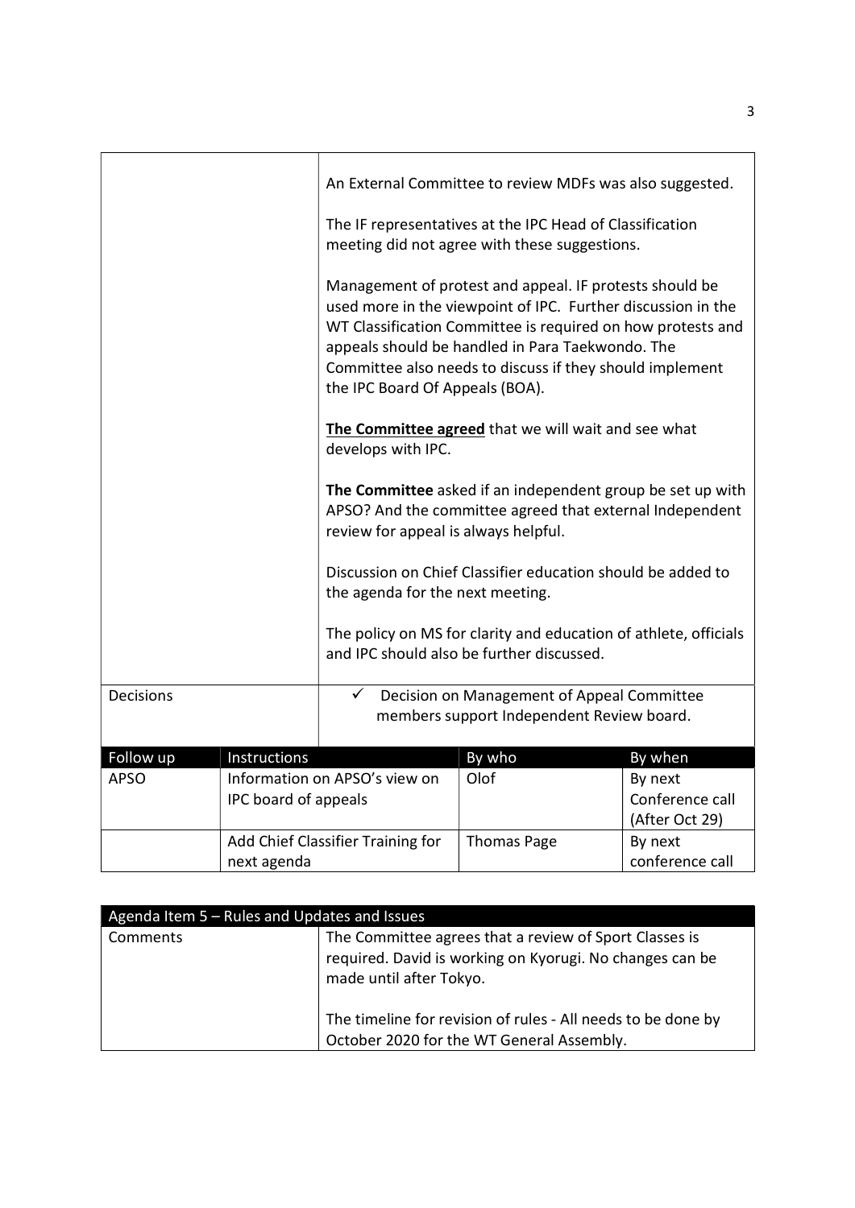| | | | |
|---|---|---|---|
| | An External Committee to review MDFs was also suggested.<br><br>The IF representatives at the IPC Head of Classification meeting did not agree with these suggestions.<br><br>Management of protest and appeal. IF protests should be used more in the viewpoint of IPC. Further discussion in the WT Classification Committee is required on how protests and appeals should be handled in Para Taekwondo. The Committee also needs to discuss if they should implement the IPC Board Of Appeals (BOA).<br><br>**<u>The Committee agreed</u>** that we will wait and see what develops with IPC.<br><br>**The Committee** asked if an independent group be set up with APSO? And the committee agreed that external Independent review for appeal is always helpful.<br><br>Discussion on Chief Classifier education should be added to the agenda for the next meeting.<br><br>The policy on MS for clarity and education of athlete, officials and IPC should also be further discussed. | | |
| Decisions | ✓ Decision on Management of Appeal Committee members support Independent Review board. | | |

| Follow up | Instructions | By who | By when |
|---|---|---|---|
| APSO | Information on APSO's view on IPC board of appeals | Olof | By next Conference call (After Oct 29) |
| | Add Chief Classifier Training for next agenda | Thomas Page | By next conference call |

| Agenda Item 5 – Rules and Updates and Issues | |
|---|---|
| Comments | The Committee agrees that a review of Sport Classes is required. David is working on Kyorugi. No changes can be made until after Tokyo.<br><br>The timeline for revision of rules - All needs to be done by October 2020 for the WT General Assembly. |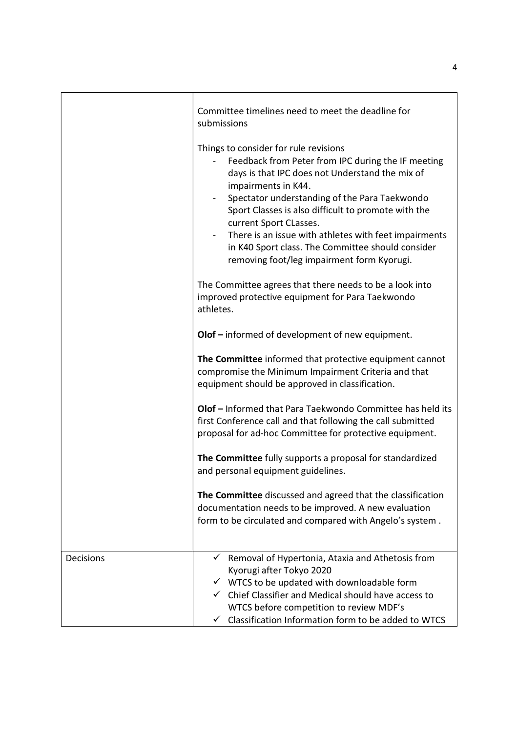| | |
|---|---|
| | Committee timelines need to meet the deadline for submissions<br><br>Things to consider for rule revisions<br>- Feedback from Peter from IPC during the IF meeting days is that IPC does not Understand the mix of impairments in K44.<br>- Spectator understanding of the Para Taekwondo Sport Classes is also difficult to promote with the current Sport CLasses.<br>- There is an issue with athletes with feet impairments in K40 Sport class. The Committee should consider removing foot/leg impairment form Kyorugi.<br><br>The Committee agrees that there needs to be a look into improved protective equipment for Para Taekwondo athletes.<br><br>**Olof –** informed of development of new equipment.<br><br>**The Committee** informed that protective equipment cannot compromise the Minimum Impairment Criteria and that equipment should be approved in classification.<br><br>**Olof –** Informed that Para Taekwondo Committee has held its first Conference call and that following the call submitted proposal for ad-hoc Committee for protective equipment.<br><br>**The Committee** fully supports a proposal for standardized and personal equipment guidelines.<br><br>**The Committee** discussed and agreed that the classification documentation needs to be improved. A new evaluation form to be circulated and compared with Angelo's system . |
| Decisions | ✓ Removal of Hypertonia, Ataxia and Athetosis from Kyorugi after Tokyo 2020<br>✓ WTCS to be updated with downloadable form<br>✓ Chief Classifier and Medical should have access to WTCS before competition to review MDF's<br>✓ Classification Information form to be added to WTCS |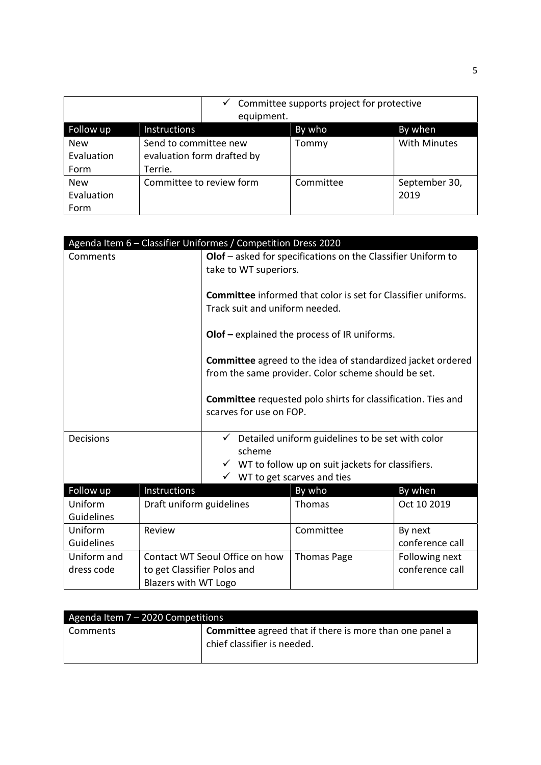| | ✓ Committee supports project for protective equipment. | | |
|---|---|---|---|
| **Follow up** | **Instructions** | **By who** | **By when** |
| New Evaluation Form | Send to committee new evaluation form drafted by Terrie. | Tommy | With Minutes |
| New Evaluation Form | Committee to review form | Committee | September 30, 2019 |

| Agenda Item 6 – Classifier Uniformes / Competition Dress 2020 | | | |
|---|---|---|---|
| Comments | **Olof** – asked for specifications on the Classifier Uniform to take to WT superiors.<br><br>**Committee** informed that color is set for Classifier uniforms. Track suit and uniform needed.<br><br>**Olof –** explained the process of IR uniforms.<br><br>**Committee** agreed to the idea of standardized jacket ordered from the same provider. Color scheme should be set.<br><br>**Committee** requested polo shirts for classification. Ties and scarves for use on FOP. | | |
| Decisions | ✓ Detailed uniform guidelines to be set with color scheme<br>✓ WT to follow up on suit jackets for classifiers.<br>✓ WT to get scarves and ties | | |
| **Follow up** | **Instructions** | **By who** | **By when** |
| Uniform Guidelines | Draft uniform guidelines | Thomas | Oct 10 2019 |
| Uniform Guidelines | Review | Committee | By next conference call |
| Uniform and dress code | Contact WT Seoul Office on how to get Classifier Polos and Blazers with WT Logo | Thomas Page | Following next conference call |

| Agenda Item 7 – 2020 Competitions | |
|---|---|
| Comments | **Committee** agreed that if there is more than one panel a chief classifier is needed. |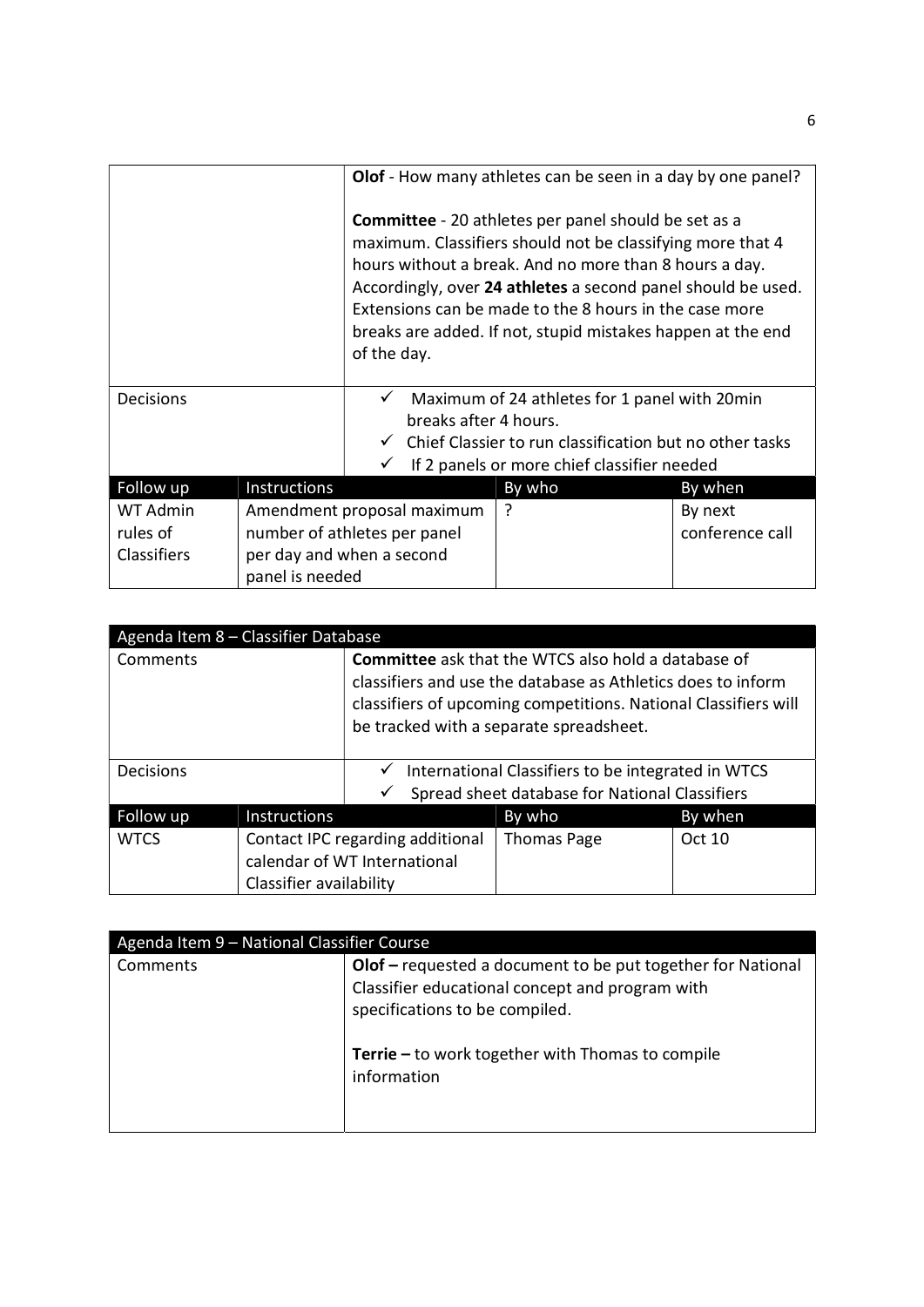| | | | |
|---|---|---|---|
| | **Olof** - How many athletes can be seen in a day by one panel?<br><br>**Committee** - 20 athletes per panel should be set as a maximum. Classifiers should not be classifying more that 4 hours without a break. And no more than 8 hours a day. Accordingly, over **24 athletes** a second panel should be used. Extensions can be made to the 8 hours in the case more breaks are added. If not, stupid mistakes happen at the end of the day. | | |
| Decisions | ✓ Maximum of 24 athletes for 1 panel with 20min breaks after 4 hours.<br>✓ Chief Classier to run classification but no other tasks<br>✓ If 2 panels or more chief classifier needed | | |
| **Follow up** | **Instructions** | **By who** | **By when** |
| WT Admin rules of Classifiers | Amendment proposal maximum number of athletes per panel per day and when a second panel is needed | ? | By next conference call |

| Agenda Item 8 – Classifier Database | | | |
|---|---|---|---|
| Comments | **Committee** ask that the WTCS also hold a database of classifiers and use the database as Athletics does to inform classifiers of upcoming competitions. National Classifiers will be tracked with a separate spreadsheet. | | |
| Decisions | ✓ International Classifiers to be integrated in WTCS<br>✓ Spread sheet database for National Classifiers | | |
| **Follow up** | **Instructions** | **By who** | **By when** |
| WTCS | Contact IPC regarding additional calendar of WT International Classifier availability | Thomas Page | Oct 10 |

| Agenda Item 9 – National Classifier Course | |
|---|---|
| Comments | **Olof –** requested a document to be put together for National Classifier educational concept and program with specifications to be compiled.<br><br>**Terrie –** to work together with Thomas to compile information |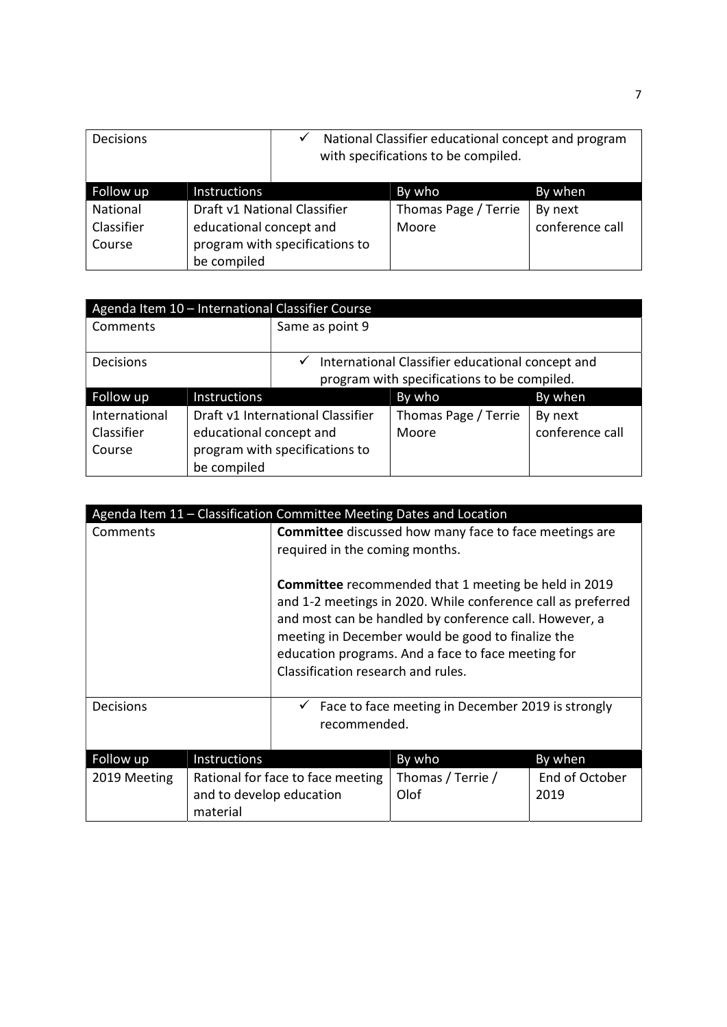| Decisions | ✓ National Classifier educational concept and program with specifications to be compiled. | | |
|---|---|---|---|
| **Follow up** | **Instructions** | **By who** | **By when** |
| National Classifier Course | Draft v1 National Classifier educational concept and program with specifications to be compiled | Thomas Page / Terrie Moore | By next conference call |

| Agenda Item 10 – International Classifier Course | | | |
|---|---|---|---|
| Comments | Same as point 9 | | |
| Decisions | ✓ International Classifier educational concept and program with specifications to be compiled. | | |
| **Follow up** | **Instructions** | **By who** | **By when** |
| International Classifier Course | Draft v1 International Classifier educational concept and program with specifications to be compiled | Thomas Page / Terrie Moore | By next conference call |

| Agenda Item 11 – Classification Committee Meeting Dates and Location | | | |
|---|---|---|---|
| Comments | **Committee** discussed how many face to face meetings are required in the coming months.<br><br>**Committee** recommended that 1 meeting be held in 2019 and 1-2 meetings in 2020. While conference call as preferred and most can be handled by conference call. However, a meeting in December would be good to finalize the education programs. And a face to face meeting for Classification research and rules. | | |
| Decisions | ✓ Face to face meeting in December 2019 is strongly recommended. | | |
| **Follow up** | **Instructions** | **By who** | **By when** |
| 2019 Meeting | Rational for face to face meeting and to develop education material | Thomas / Terrie / Olof | End of October 2019 |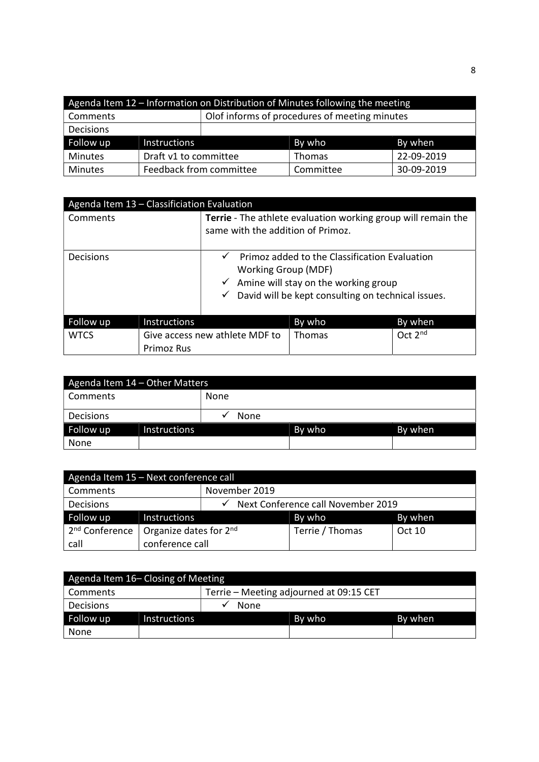| Agenda Item 12 – Information on Distribution of Minutes following the meeting | | | |
|---|---|---|---|
| Comments | Olof informs of procedures of meeting minutes | | |
| Decisions | | | |
| Follow up | Instructions | By who | By when |
| Minutes | Draft v1 to committee | Thomas | 22-09-2019 |
| Minutes | Feedback from committee | Committee | 30-09-2019 |

| Agenda Item 13 – Classificiation Evaluation | | | |
|---|---|---|---|
| Comments | **Terrie** - The athlete evaluation working group will remain the same with the addition of Primoz. | | |
| Decisions | ✓ Primoz added to the Classification Evaluation Working Group (MDF)<br>✓ Amine will stay on the working group<br>✓ David will be kept consulting on technical issues. | | |
| Follow up | Instructions | By who | By when |
| WTCS | Give access new athlete MDF to Primoz Rus | Thomas | Oct 2nd |

| Agenda Item 14 – Other Matters | | | |
|---|---|---|---|
| Comments | None | | |
| Decisions | ✓ None | | |
| Follow up | Instructions | By who | By when |
| None | | | |

| Agenda Item 15 – Next conference call | | | |
|---|---|---|---|
| Comments | November 2019 | | |
| Decisions | ✓ Next Conference call November 2019 | | |
| Follow up | Instructions | By who | By when |
| 2nd Conference call | Organize dates for 2nd conference call | Terrie / Thomas | Oct 10 |

| Agenda Item 16– Closing of Meeting | | | |
|---|---|---|---|
| Comments | Terrie – Meeting adjourned at 09:15 CET | | |
| Decisions | ✓ None | | |
| Follow up | Instructions | By who | By when |
| None | | | |